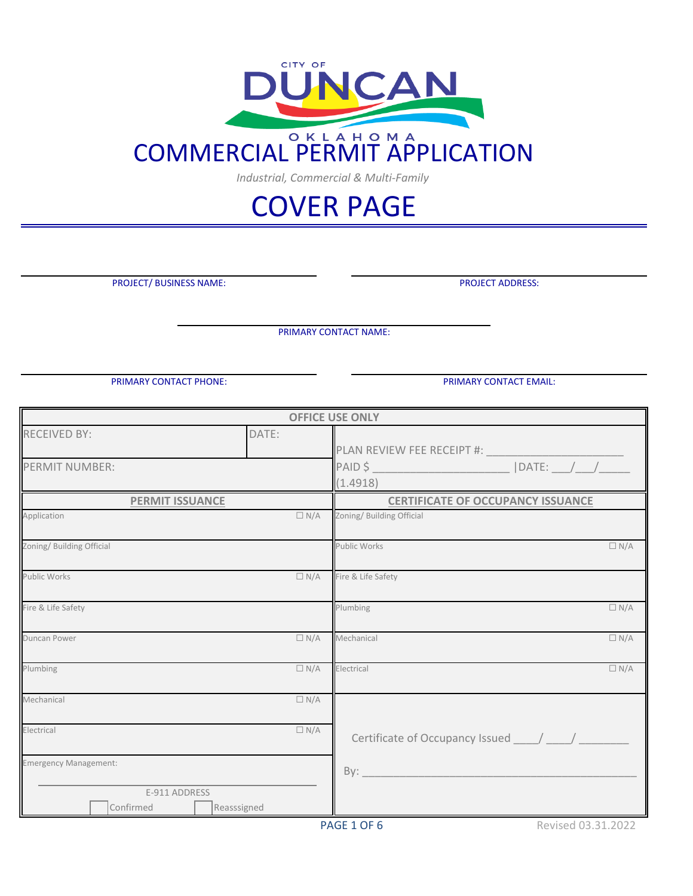CITY OF DUNCAN OKLAHOMA

# COMMERCIAL PERMIT APPLICATION

*Industrial, Commercial & Multi-Family*

# COVER PAGE

PROJECT/ BUSINESS NAME: ______________________

PROJECT ADDRESS: ______________________

PRIMARY CONTACT NAME: ______________________

PRIMARY CONTACT PHONE: ______________________

PRIMARY CONTACT EMAIL: ______________________

| OFFICE USE ONLY | | |
|---|---|---|
| RECEIVED BY: | DATE: | PLAN REVIEW FEE RECEIPT #: ____________________ |
| PERMIT NUMBER: | | PAID $ ____________________ \|DATE: ___/___/_____ (1.4918) |

| PERMIT ISSUANCE | | CERTIFICATE OF OCCUPANCY ISSUANCE | |
|---|---|---|---|
| Application | ☐ N/A | Zoning/ Building Official | |
| Zoning/ Building Official | | Public Works | ☐ N/A |
| Public Works | ☐ N/A | Fire & Life Safety | |
| Fire & Life Safety | | Plumbing | ☐ N/A |
| Duncan Power | ☐ N/A | Mechanical | ☐ N/A |
| Plumbing | ☐ N/A | Electrical | ☐ N/A |
| Mechanical | ☐ N/A | Certificate of Occupancy Issued ____/ ____/ ________ | |
| Electrical | ☐ N/A | | |
| Emergency Management: ______________________ E-911 ADDRESS ☐ Confirmed ☐ Reasssigned | | By: ____________________________________________ | |

Revised 03.31.2022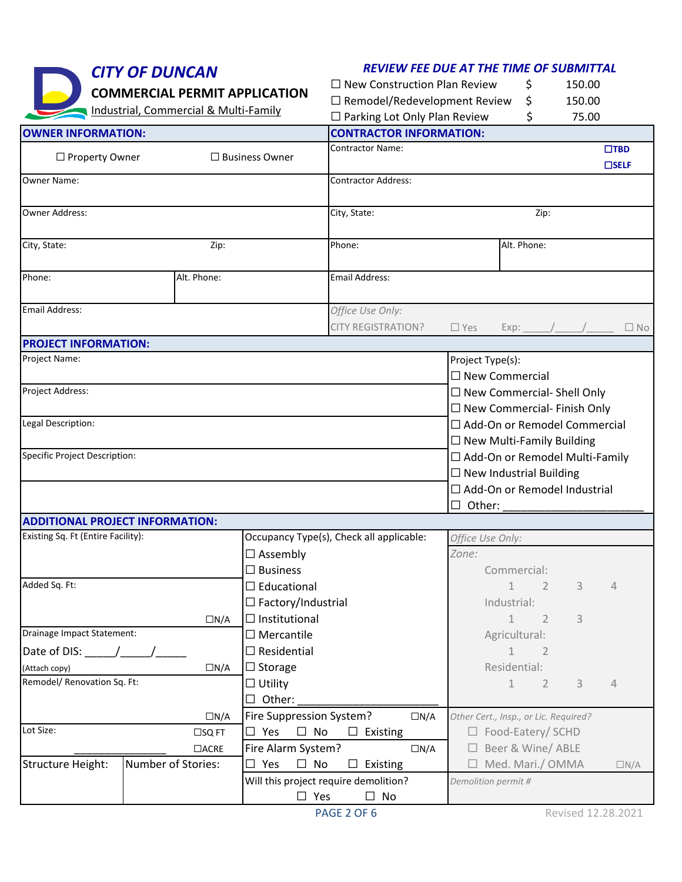# CITY OF DUNCAN

## COMMERCIAL PERMIT APPLICATION

Industrial, Commercial & Multi-Family

***REVIEW FEE DUE AT THE TIME OF SUBMITTAL***

| | | |
|---|---|---|
| ☐ New Construction Plan Review | $ | 150.00 |
| ☐ Remodel/Redevelopment Review | $ | 150.00 |
| ☐ Parking Lot Only Plan Review | $ | 75.00 |

| **OWNER INFORMATION:** | | **CONTRACTOR INFORMATION:** | |
|---|---|---|---|
| ☐ Property Owner | ☐ Business Owner | Contractor Name: | ☐**TBD** ☐**SELF** |
| Owner Name: | | Contractor Address: | |
| Owner Address: | | City, State: | Zip: |
| City, State: | Zip: | Phone: | Alt. Phone: |
| Phone: | Alt. Phone: | Email Address: | |
| Email Address: | | *Office Use Only:* CITY REGISTRATION? | ☐ Yes Exp: _____/_____/_____ ☐ No |

| **PROJECT INFORMATION:** | |
|---|---|
| Project Name: | Project Type(s): |
| | ☐ New Commercial |
| Project Address: | ☐ New Commercial- Shell Only |
| | ☐ New Commercial- Finish Only |
| Legal Description: | ☐ Add-On or Remodel Commercial |
| | ☐ New Multi-Family Building |
| Specific Project Description: | ☐ Add-On or Remodel Multi-Family |
| | ☐ New Industrial Building |
| | ☐ Add-On or Remodel Industrial |
| | ☐ Other: ____________________ |

| **ADDITIONAL PROJECT INFORMATION:** | | | |
|---|---|---|---|
| Existing Sq. Ft (Entire Facility): | | Occupancy Type(s), Check all applicable: ☐ Assembly ☐ Business ☐ Educational ☐ Factory/Industrial ☐ Institutional ☐ Mercantile ☐ Residential ☐ Storage ☐ Utility ☐ Other: ____________________ | *Office Use Only:* *Zone:* Commercial: 1 2 3 4; Industrial: 1 2 3; Agricultural: 1 2; Residential: 1 2 3 4 |
| Added Sq. Ft: ☐N/A | | | |
| Drainage Impact Statement: Date of DIS: _____/_____/_____ (Attach copy) ☐N/A | | | |
| Remodel/ Renovation Sq. Ft: ☐N/A | | | |
| Lot Size: _______________ ☐SQ FT ☐ACRE | | Fire Suppression System? ☐N/A ☐ Yes ☐ No ☐ Existing | *Other Cert., Insp., or Lic. Required?* ☐ Food-Eatery/ SCHD ☐ Beer & Wine/ ABLE ☐ Med. Mari./ OMMA ☐N/A |
| | | Fire Alarm System? ☐N/A ☐ Yes ☐ No ☐ Existing | |
| Structure Height: | Number of Stories: | Will this project require demolition? ☐ Yes ☐ No | *Demolition permit #* |

Revised 12.28.2021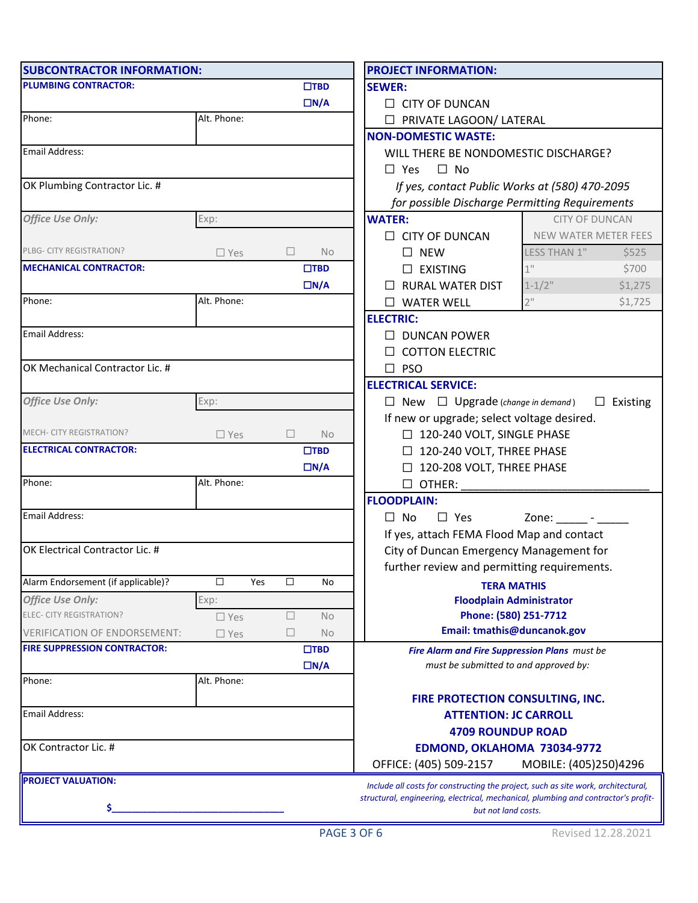## SUBCONTRACTOR INFORMATION:

**PLUMBING CONTRACTOR:** ☐TBD ☐N/A

Phone: | Alt. Phone:

Email Address:

OK Plumbing Contractor Lic. #

*Office Use Only:* Exp:

PLBG- CITY REGISTRATION? ☐ Yes ☐ No

**MECHANICAL CONTRACTOR:** ☐TBD ☐N/A

Phone: | Alt. Phone:

Email Address:

OK Mechanical Contractor Lic. #

*Office Use Only:* Exp:

MECH- CITY REGISTRATION? ☐ Yes ☐ No

**ELECTRICAL CONTRACTOR:** ☐TBD ☐N/A

Phone: | Alt. Phone:

Email Address:

OK Electrical Contractor Lic. #

Alarm Endorsement (if applicable)? ☐ Yes ☐ No

*Office Use Only:* Exp:

ELEC- CITY REGISTRATION? ☐ Yes ☐ No

VERIFICATION OF ENDORSEMENT: ☐ Yes ☐ No

**FIRE SUPPRESSION CONTRACTOR:** ☐TBD ☐N/A

Phone: | Alt. Phone:

Email Address:

OK Contractor Lic. #

## PROJECT INFORMATION:

**SEWER:**

☐ CITY OF DUNCAN

☐ PRIVATE LAGOON/ LATERAL

**NON-DOMESTIC WASTE:**

WILL THERE BE NONDOMESTIC DISCHARGE?

☐ Yes ☐ No

*If yes, contact Public Works at (580) 470-2095 for possible Discharge Permitting Requirements*

**WATER:**

☐ CITY OF DUNCAN
- ☐ NEW
- ☐ EXISTING

☐ RURAL WATER DIST

☐ WATER WELL

| CITY OF DUNCAN NEW WATER METER FEES | |
|---|---|
| LESS THAN 1" | $525 |
| 1" | $700 |
| 1-1/2" | $1,275 |
| 2" | $1,725 |

**ELECTRIC:**

☐ DUNCAN POWER

☐ COTTON ELECTRIC

☐ PSO

**ELECTRICAL SERVICE:**

☐ New ☐ Upgrade *(change in demand)* ☐ Existing

If new or upgrade; select voltage desired.

☐ 120-240 VOLT, SINGLE PHASE

☐ 120-240 VOLT, THREE PHASE

☐ 120-208 VOLT, THREE PHASE

☐ OTHER: ______________________________

**FLOODPLAIN:**

☐ No ☐ Yes Zone: _____ - _____

If yes, attach FEMA Flood Map and contact City of Duncan Emergency Management for further review and permitting requirements.

**TERA MATHIS**
**Floodplain Administrator**
**Phone: (580) 251-7712**
**Email: tmathis@duncanok.gov**

***Fire Alarm and Fire Suppression Plans*** *must be must be submitted to and approved by:*

**FIRE PROTECTION CONSULTING, INC.**
**ATTENTION: JC CARROLL**
**4709 ROUNDUP ROAD**
**EDMOND, OKLAHOMA 73034-9772**

OFFICE: (405) 509-2157 MOBILE: (405)250)4296

**PROJECT VALUATION:**

**$**________________________________

*Include all costs for constructing the project, such as site work, architectural, structural, engineering, electrical, mechanical, plumbing and contractor's profit- but not land costs.*

Revised 12.28.2021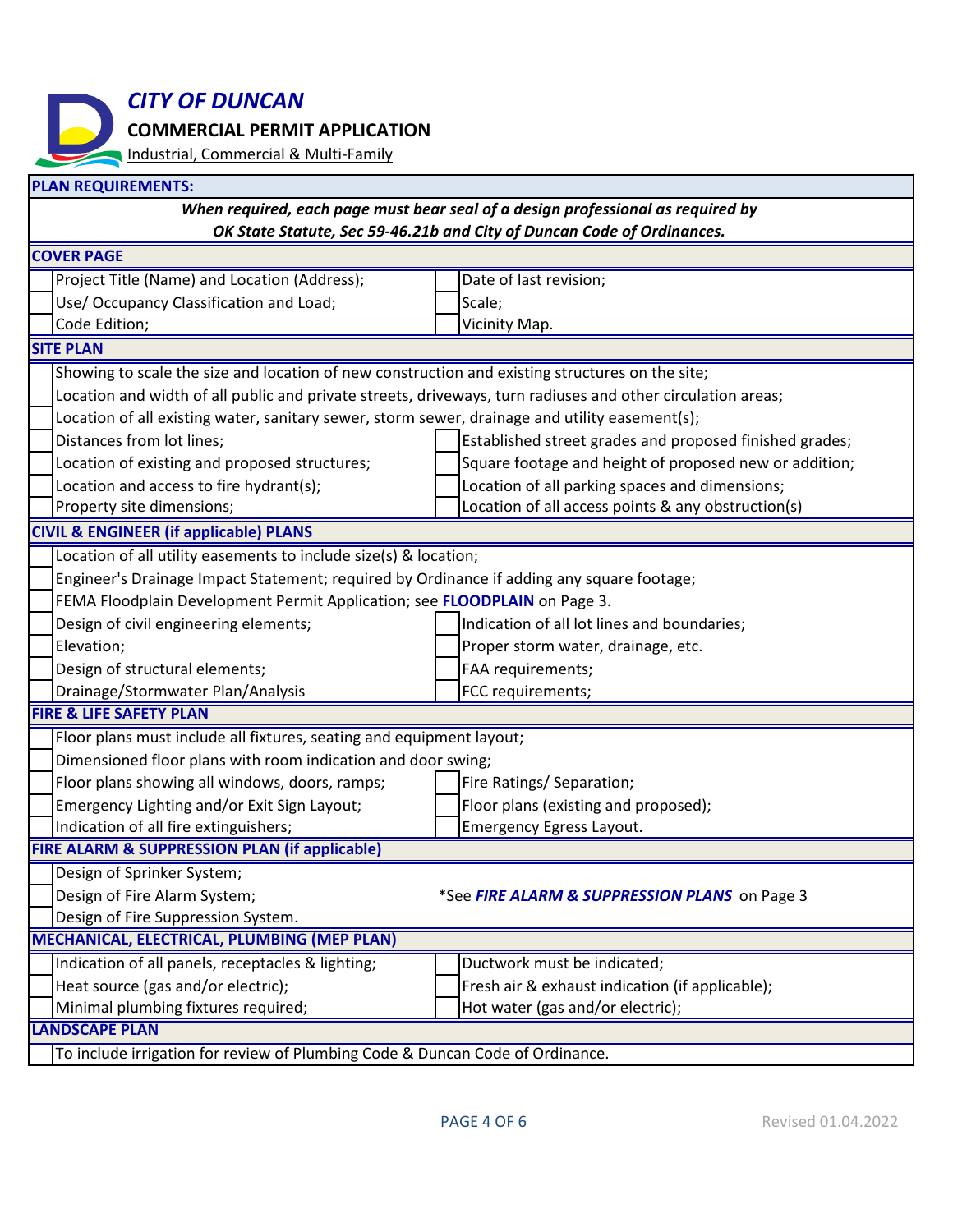# *CITY OF DUNCAN*

**COMMERCIAL PERMIT APPLICATION**

Industrial, Commercial & Multi-Family

## PLAN REQUIREMENTS:

***When required, each page must bear seal of a design professional as required by OK State Statute, Sec 59-46.21b and City of Duncan Code of Ordinances.***

### COVER PAGE

| | | | |
|---|---|---|---|
| ☐ | Project Title (Name) and Location (Address); | ☐ | Date of last revision; |
| ☐ | Use/ Occupancy Classification and Load; | ☐ | Scale; |
| ☐ | Code Edition; | ☐ | Vicinity Map. |

### SITE PLAN

- ☐ Showing to scale the size and location of new construction and existing structures on the site;
- ☐ Location and width of all public and private streets, driveways, turn radiuses and other circulation areas;
- ☐ Location of all existing water, sanitary sewer, storm sewer, drainage and utility easement(s);

| | | | |
|---|---|---|---|
| ☐ | Distances from lot lines; | ☐ | Established street grades and proposed finished grades; |
| ☐ | Location of existing and proposed structures; | ☐ | Square footage and height of proposed new or addition; |
| ☐ | Location and access to fire hydrant(s); | ☐ | Location of all parking spaces and dimensions; |
| ☐ | Property site dimensions; | ☐ | Location of all access points & any obstruction(s) |

### CIVIL & ENGINEER (if applicable) PLANS

- ☐ Location of all utility easements to include size(s) & location;
- ☐ Engineer's Drainage Impact Statement; required by Ordinance if adding any square footage;
- ☐ FEMA Floodplain Development Permit Application; see **FLOODPLAIN** on Page 3.

| | | | |
|---|---|---|---|
| ☐ | Design of civil engineering elements; | ☐ | Indication of all lot lines and boundaries; |
| ☐ | Elevation; | ☐ | Proper storm water, drainage, etc. |
| ☐ | Design of structural elements; | ☐ | FAA requirements; |
| ☐ | Drainage/Stormwater Plan/Analysis | ☐ | FCC requirements; |

### FIRE & LIFE SAFETY PLAN

- ☐ Floor plans must include all fixtures, seating and equipment layout;
- ☐ Dimensioned floor plans with room indication and door swing;

| | | | |
|---|---|---|---|
| ☐ | Floor plans showing all windows, doors, ramps; | ☐ | Fire Ratings/ Separation; |
| ☐ | Emergency Lighting and/or Exit Sign Layout; | ☐ | Floor plans (existing and proposed); |
| ☐ | Indication of all fire extinguishers; | ☐ | Emergency Egress Layout. |

### FIRE ALARM & SUPPRESSION PLAN (if applicable)

- ☐ Design of Sprinker System;
- ☐ Design of Fire Alarm System;
- ☐ Design of Fire Suppression System.

*See ***FIRE ALARM & SUPPRESSION PLANS*** on Page 3

### MECHANICAL, ELECTRICAL, PLUMBING (MEP PLAN)

| | | | |
|---|---|---|---|
| ☐ | Indication of all panels, receptacles & lighting; | ☐ | Ductwork must be indicated; |
| ☐ | Heat source (gas and/or electric); | ☐ | Fresh air & exhaust indication (if applicable); |
| ☐ | Minimal plumbing fixtures required; | ☐ | Hot water (gas and/or electric); |

### LANDSCAPE PLAN

- ☐ To include irrigation for review of Plumbing Code & Duncan Code of Ordinance.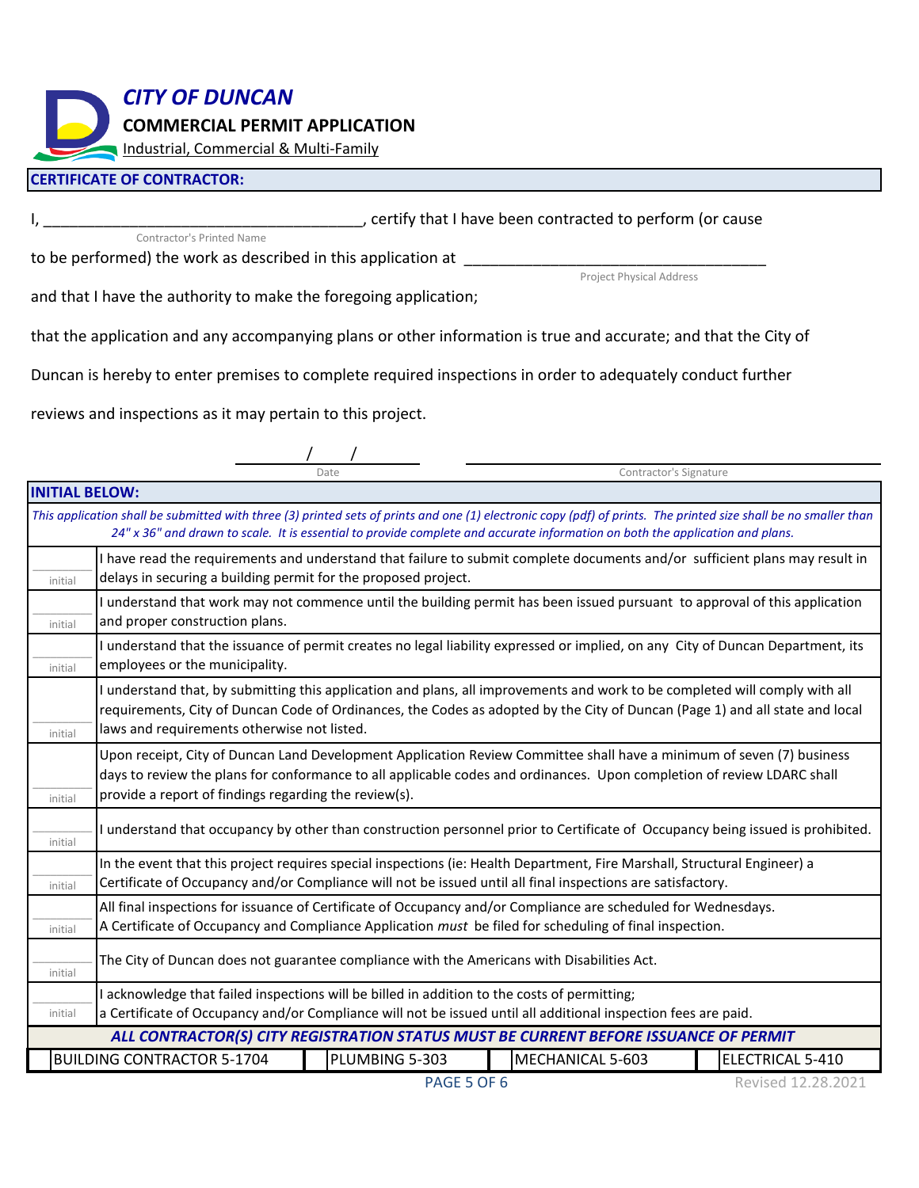# CITY OF DUNCAN

## COMMERCIAL PERMIT APPLICATION

Industrial, Commercial & Multi-Family

### CERTIFICATE OF CONTRACTOR:

I, ______________________________________, certify that I have been contracted to perform (or cause
Contractor's Printed Name

to be performed) the work as described in this application at ____________________________________
Project Physical Address

and that I have the authority to make the foregoing application;

that the application and any accompanying plans or other information is true and accurate; and that the City of Duncan is hereby to enter premises to complete required inspections in order to adequately conduct further reviews and inspections as it may pertain to this project.

_____ / _____ / _____  
Date

______________________________________  
Contractor's Signature

### INITIAL BELOW:

*This application shall be submitted with three (3) printed sets of prints and one (1) electronic copy (pdf) of prints. The printed size shall be no smaller than 24" x 36" and drawn to scale. It is essential to provide complete and accurate information on both the application and plans.*

| Initial | Statement |
|---|---|
| _____ initial | I have read the requirements and understand that failure to submit complete documents and/or sufficient plans may result in delays in securing a building permit for the proposed project. |
| _____ initial | I understand that work may not commence until the building permit has been issued pursuant to approval of this application and proper construction plans. |
| _____ initial | I understand that the issuance of permit creates no legal liability expressed or implied, on any City of Duncan Department, its employees or the municipality. |
| _____ initial | I understand that, by submitting this application and plans, all improvements and work to be completed will comply with all requirements, City of Duncan Code of Ordinances, the Codes as adopted by the City of Duncan (Page 1) and all state and local laws and requirements otherwise not listed. |
| _____ initial | Upon receipt, City of Duncan Land Development Application Review Committee shall have a minimum of seven (7) business days to review the plans for conformance to all applicable codes and ordinances. Upon completion of review LDARC shall provide a report of findings regarding the review(s). |
| _____ initial | I understand that occupancy by other than construction personnel prior to Certificate of Occupancy being issued is prohibited. |
| _____ initial | In the event that this project requires special inspections (ie: Health Department, Fire Marshall, Structural Engineer) a Certificate of Occupancy and/or Compliance will not be issued until all final inspections are satisfactory. |
| _____ initial | All final inspections for issuance of Certificate of Occupancy and/or Compliance are scheduled for Wednesdays. A Certificate of Occupancy and Compliance Application *must* be filed for scheduling of final inspection. |
| _____ initial | The City of Duncan does not guarantee compliance with the Americans with Disabilities Act. |
| _____ initial | I acknowledge that failed inspections will be billed in addition to the costs of permitting; a Certificate of Occupancy and/or Compliance will not be issued until all additional inspection fees are paid. |

***ALL CONTRACTOR(S) CITY REGISTRATION STATUS MUST BE CURRENT BEFORE ISSUANCE OF PERMIT***

| BUILDING CONTRACTOR 5-1704 | PLUMBING 5-303 | MECHANICAL 5-603 | ELECTRICAL 5-410 |
|---|---|---|---|

Revised 12.28.2021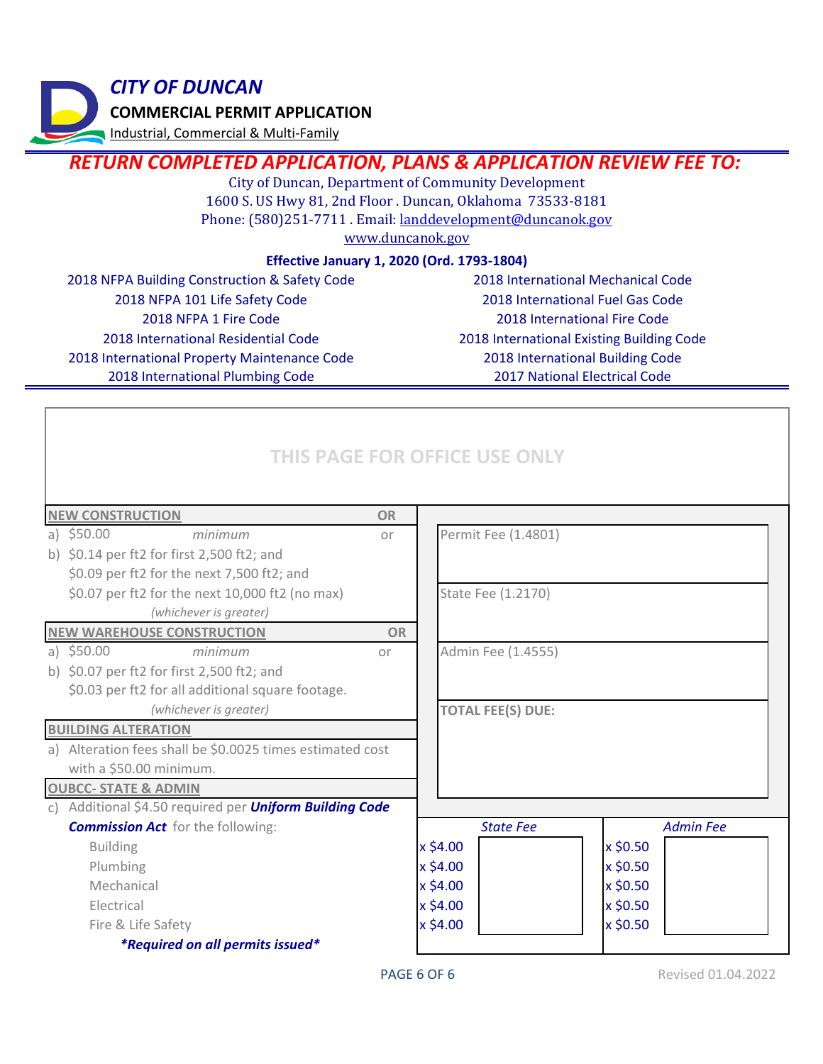# CITY OF DUNCAN

## COMMERCIAL PERMIT APPLICATION

Industrial, Commercial & Multi-Family

## RETURN COMPLETED APPLICATION, PLANS & APPLICATION REVIEW FEE TO:

City of Duncan, Department of Community Development
1600 S. US Hwy 81, 2nd Floor . Duncan, Oklahoma 73533-8181
Phone: (580)251-7711 . Email: landdevelopment@duncanok.gov
www.duncanok.gov

**Effective January 1, 2020 (Ord. 1793-1804)**

| | |
|---|---|
| 2018 NFPA Building Construction & Safety Code | 2018 International Mechanical Code |
| 2018 NFPA 101 Life Safety Code | 2018 International Fuel Gas Code |
| 2018 NFPA 1 Fire Code | 2018 International Fire Code |
| 2018 International Residential Code | 2018 International Existing Building Code |
| 2018 International Property Maintenance Code | 2018 International Building Code |
| 2018 International Plumbing Code | 2017 National Electrical Code |

## THIS PAGE FOR OFFICE USE ONLY

**NEW CONSTRUCTION** OR

a) $50.00 *minimum* or

b) $0.14 per ft2 for first 2,500 ft2; and
$0.09 per ft2 for the next 7,500 ft2; and
$0.07 per ft2 for the next 10,000 ft2 (no max)
*(whichever is greater)*

**NEW WAREHOUSE CONSTRUCTION** OR

a) $50.00 *minimum* or

b) $0.07 per ft2 for first 2,500 ft2; and
$0.03 per ft2 for all additional square footage.
*(whichever is greater)*

**BUILDING ALTERATION**

a) Alteration fees shall be $0.0025 times estimated cost with a $50.00 minimum.

**OUBCC- STATE & ADMIN**

c) Additional $4.50 required per ***Uniform Building Code Commission Act*** for the following:

| | *State Fee* | | *Admin Fee* | |
|---|---|---|---|---|
| Building | x $4.00 | | x $0.50 | |
| Plumbing | x $4.00 | | x $0.50 | |
| Mechanical | x $4.00 | | x $0.50 | |
| Electrical | x $4.00 | | x $0.50 | |
| Fire & Life Safety | x $4.00 | | x $0.50 | |

***Required on all permits issued***

| |
|---|
| Permit Fee (1.4801) |
| State Fee (1.2170) |
| Admin Fee (1.4555) |
| **TOTAL FEE(S) DUE:** |

Revised 01.04.2022